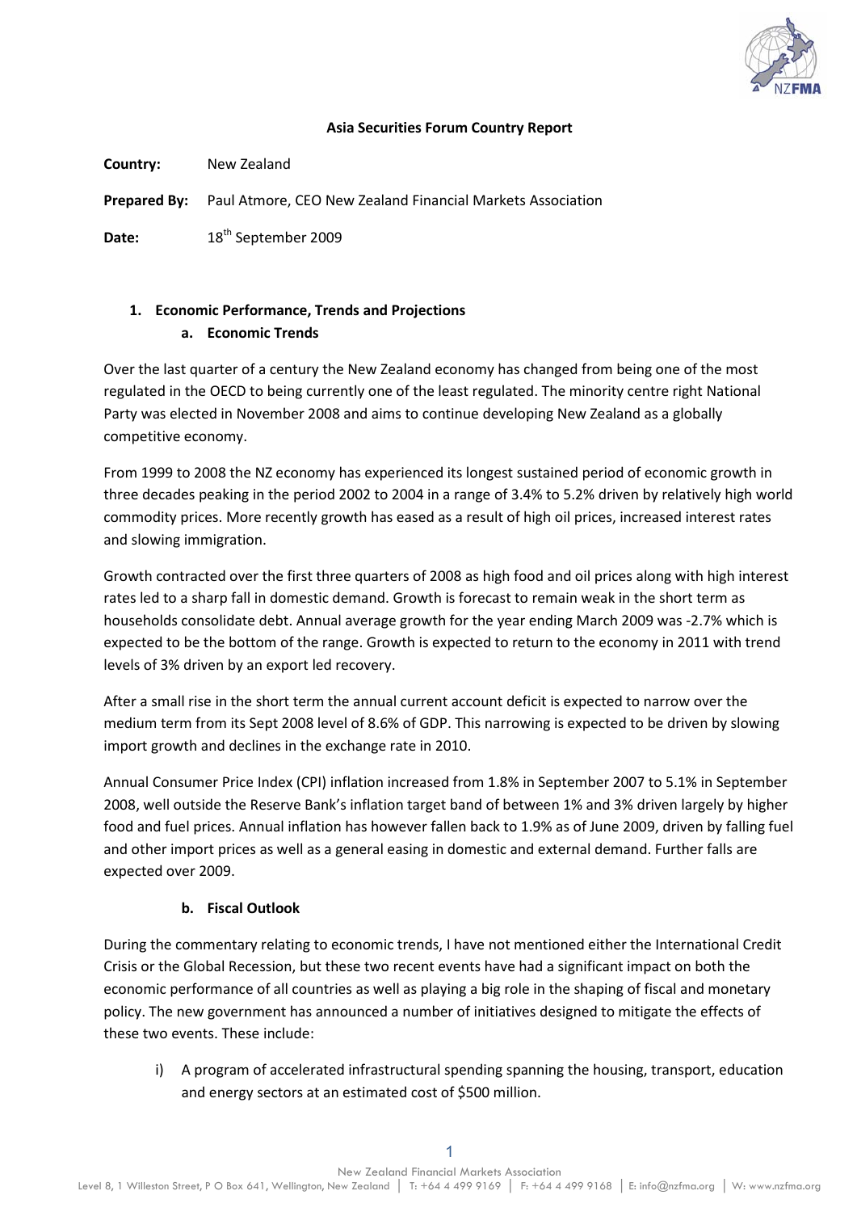# Asia Securities Forum Country Report

**Country:** New Zealand

**Prepared By:** Paul Atmore, CEO New Zealand Financial Markets Association

**Date:** 18th September 2009

## 1. Economic Performance, Trends and Projections

### a. Economic Trends

Over the last quarter of a century the New Zealand economy has changed from being one of the most regulated in the OECD to being currently one of the least regulated. The minority centre right National Party was elected in November 2008 and aims to continue developing New Zealand as a globally competitive economy.

From 1999 to 2008 the NZ economy has experienced its longest sustained period of economic growth in three decades peaking in the period 2002 to 2004 in a range of 3.4% to 5.2% driven by relatively high world commodity prices. More recently growth has eased as a result of high oil prices, increased interest rates and slowing immigration.

Growth contracted over the first three quarters of 2008 as high food and oil prices along with high interest rates led to a sharp fall in domestic demand. Growth is forecast to remain weak in the short term as households consolidate debt. Annual average growth for the year ending March 2009 was -2.7% which is expected to be the bottom of the range. Growth is expected to return to the economy in 2011 with trend levels of 3% driven by an export led recovery.

After a small rise in the short term the annual current account deficit is expected to narrow over the medium term from its Sept 2008 level of 8.6% of GDP. This narrowing is expected to be driven by slowing import growth and declines in the exchange rate in 2010.

Annual Consumer Price Index (CPI) inflation increased from 1.8% in September 2007 to 5.1% in September 2008, well outside the Reserve Bank's inflation target band of between 1% and 3% driven largely by higher food and fuel prices. Annual inflation has however fallen back to 1.9% as of June 2009, driven by falling fuel and other import prices as well as a general easing in domestic and external demand. Further falls are expected over 2009.

### b. Fiscal Outlook

During the commentary relating to economic trends, I have not mentioned either the International Credit Crisis or the Global Recession, but these two recent events have had a significant impact on both the economic performance of all countries as well as playing a big role in the shaping of fiscal and monetary policy. The new government has announced a number of initiatives designed to mitigate the effects of these two events. These include:

i) A program of accelerated infrastructural spending spanning the housing, transport, education and energy sectors at an estimated cost of $500 million.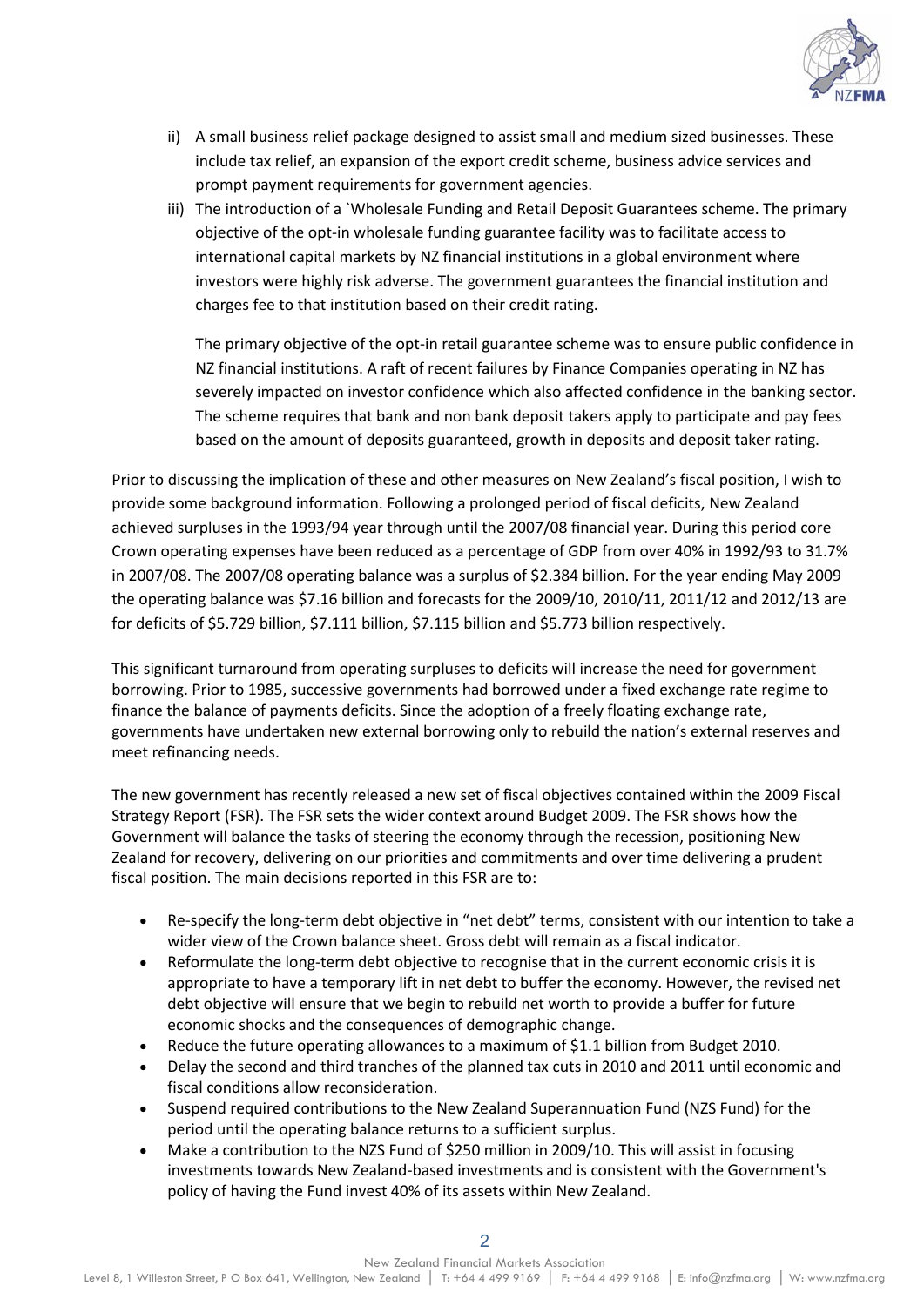ii) A small business relief package designed to assist small and medium sized businesses. These include tax relief, an expansion of the export credit scheme, business advice services and prompt payment requirements for government agencies.

iii) The introduction of a `Wholesale Funding and Retail Deposit Guarantees scheme. The primary objective of the opt-in wholesale funding guarantee facility was to facilitate access to international capital markets by NZ financial institutions in a global environment where investors were highly risk adverse. The government guarantees the financial institution and charges fee to that institution based on their credit rating.

    The primary objective of the opt-in retail guarantee scheme was to ensure public confidence in NZ financial institutions. A raft of recent failures by Finance Companies operating in NZ has severely impacted on investor confidence which also affected confidence in the banking sector. The scheme requires that bank and non bank deposit takers apply to participate and pay fees based on the amount of deposits guaranteed, growth in deposits and deposit taker rating.

Prior to discussing the implication of these and other measures on New Zealand's fiscal position, I wish to provide some background information. Following a prolonged period of fiscal deficits, New Zealand achieved surpluses in the 1993/94 year through until the 2007/08 financial year. During this period core Crown operating expenses have been reduced as a percentage of GDP from over 40% in 1992/93 to 31.7% in 2007/08. The 2007/08 operating balance was a surplus of $2.384 billion. For the year ending May 2009 the operating balance was $7.16 billion and forecasts for the 2009/10, 2010/11, 2011/12 and 2012/13 are for deficits of $5.729 billion, $7.111 billion, $7.115 billion and $5.773 billion respectively.

This significant turnaround from operating surpluses to deficits will increase the need for government borrowing. Prior to 1985, successive governments had borrowed under a fixed exchange rate regime to finance the balance of payments deficits. Since the adoption of a freely floating exchange rate, governments have undertaken new external borrowing only to rebuild the nation's external reserves and meet refinancing needs.

The new government has recently released a new set of fiscal objectives contained within the 2009 Fiscal Strategy Report (FSR). The FSR sets the wider context around Budget 2009. The FSR shows how the Government will balance the tasks of steering the economy through the recession, positioning New Zealand for recovery, delivering on our priorities and commitments and over time delivering a prudent fiscal position. The main decisions reported in this FSR are to:

- Re-specify the long-term debt objective in "net debt" terms, consistent with our intention to take a wider view of the Crown balance sheet. Gross debt will remain as a fiscal indicator.
- Reformulate the long-term debt objective to recognise that in the current economic crisis it is appropriate to have a temporary lift in net debt to buffer the economy. However, the revised net debt objective will ensure that we begin to rebuild net worth to provide a buffer for future economic shocks and the consequences of demographic change.
- Reduce the future operating allowances to a maximum of $1.1 billion from Budget 2010.
- Delay the second and third tranches of the planned tax cuts in 2010 and 2011 until economic and fiscal conditions allow reconsideration.
- Suspend required contributions to the New Zealand Superannuation Fund (NZS Fund) for the period until the operating balance returns to a sufficient surplus.
- Make a contribution to the NZS Fund of $250 million in 2009/10. This will assist in focusing investments towards New Zealand-based investments and is consistent with the Government's policy of having the Fund invest 40% of its assets within New Zealand.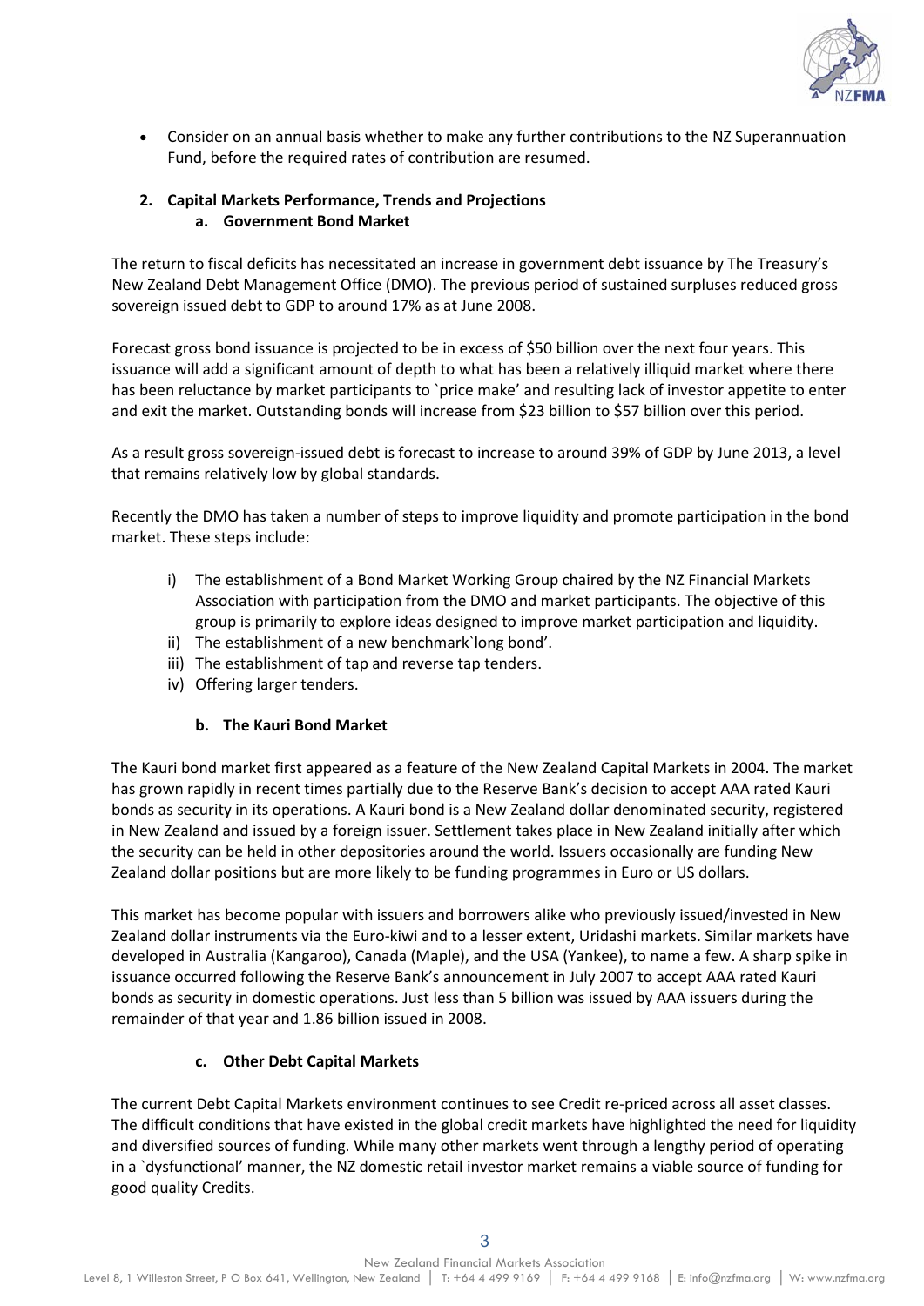- Consider on an annual basis whether to make any further contributions to the NZ Superannuation Fund, before the required rates of contribution are resumed.

## 2. Capital Markets Performance, Trends and Projections

### a. Government Bond Market

The return to fiscal deficits has necessitated an increase in government debt issuance by The Treasury's New Zealand Debt Management Office (DMO). The previous period of sustained surpluses reduced gross sovereign issued debt to GDP to around 17% as at June 2008.

Forecast gross bond issuance is projected to be in excess of $50 billion over the next four years. This issuance will add a significant amount of depth to what has been a relatively illiquid market where there has been reluctance by market participants to `price make' and resulting lack of investor appetite to enter and exit the market. Outstanding bonds will increase from $23 billion to $57 billion over this period.

As a result gross sovereign-issued debt is forecast to increase to around 39% of GDP by June 2013, a level that remains relatively low by global standards.

Recently the DMO has taken a number of steps to improve liquidity and promote participation in the bond market. These steps include:

i) The establishment of a Bond Market Working Group chaired by the NZ Financial Markets Association with participation from the DMO and market participants. The objective of this group is primarily to explore ideas designed to improve market participation and liquidity.
ii) The establishment of a new benchmark`long bond'.
iii) The establishment of tap and reverse tap tenders.
iv) Offering larger tenders.

### b. The Kauri Bond Market

The Kauri bond market first appeared as a feature of the New Zealand Capital Markets in 2004. The market has grown rapidly in recent times partially due to the Reserve Bank's decision to accept AAA rated Kauri bonds as security in its operations. A Kauri bond is a New Zealand dollar denominated security, registered in New Zealand and issued by a foreign issuer. Settlement takes place in New Zealand initially after which the security can be held in other depositories around the world. Issuers occasionally are funding New Zealand dollar positions but are more likely to be funding programmes in Euro or US dollars.

This market has become popular with issuers and borrowers alike who previously issued/invested in New Zealand dollar instruments via the Euro-kiwi and to a lesser extent, Uridashi markets. Similar markets have developed in Australia (Kangaroo), Canada (Maple), and the USA (Yankee), to name a few. A sharp spike in issuance occurred following the Reserve Bank's announcement in July 2007 to accept AAA rated Kauri bonds as security in domestic operations. Just less than 5 billion was issued by AAA issuers during the remainder of that year and 1.86 billion issued in 2008.

### c. Other Debt Capital Markets

The current Debt Capital Markets environment continues to see Credit re-priced across all asset classes. The difficult conditions that have existed in the global credit markets have highlighted the need for liquidity and diversified sources of funding. While many other markets went through a lengthy period of operating in a `dysfunctional' manner, the NZ domestic retail investor market remains a viable source of funding for good quality Credits.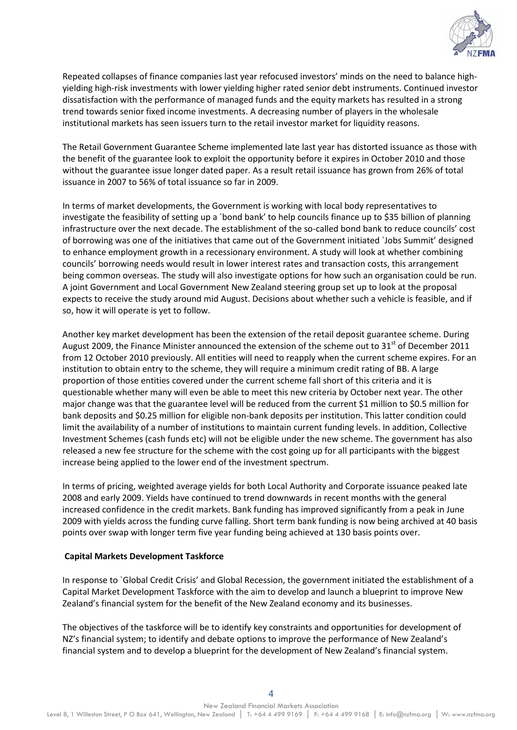Repeated collapses of finance companies last year refocused investors' minds on the need to balance high-yielding high-risk investments with lower yielding higher rated senior debt instruments. Continued investor dissatisfaction with the performance of managed funds and the equity markets has resulted in a strong trend towards senior fixed income investments. A decreasing number of players in the wholesale institutional markets has seen issuers turn to the retail investor market for liquidity reasons.

The Retail Government Guarantee Scheme implemented late last year has distorted issuance as those with the benefit of the guarantee look to exploit the opportunity before it expires in October 2010 and those without the guarantee issue longer dated paper. As a result retail issuance has grown from 26% of total issuance in 2007 to 56% of total issuance so far in 2009.

In terms of market developments, the Government is working with local body representatives to investigate the feasibility of setting up a `bond bank' to help councils finance up to $35 billion of planning infrastructure over the next decade. The establishment of the so-called bond bank to reduce councils' cost of borrowing was one of the initiatives that came out of the Government initiated `Jobs Summit' designed to enhance employment growth in a recessionary environment. A study will look at whether combining councils' borrowing needs would result in lower interest rates and transaction costs, this arrangement being common overseas. The study will also investigate options for how such an organisation could be run. A joint Government and Local Government New Zealand steering group set up to look at the proposal expects to receive the study around mid August. Decisions about whether such a vehicle is feasible, and if so, how it will operate is yet to follow.

Another key market development has been the extension of the retail deposit guarantee scheme. During August 2009, the Finance Minister announced the extension of the scheme out to 31st of December 2011 from 12 October 2010 previously. All entities will need to reapply when the current scheme expires. For an institution to obtain entry to the scheme, they will require a minimum credit rating of BB. A large proportion of those entities covered under the current scheme fall short of this criteria and it is questionable whether many will even be able to meet this new criteria by October next year. The other major change was that the guarantee level will be reduced from the current $1 million to $0.5 million for bank deposits and $0.25 million for eligible non-bank deposits per institution. This latter condition could limit the availability of a number of institutions to maintain current funding levels. In addition, Collective Investment Schemes (cash funds etc) will not be eligible under the new scheme. The government has also released a new fee structure for the scheme with the cost going up for all participants with the biggest increase being applied to the lower end of the investment spectrum.

In terms of pricing, weighted average yields for both Local Authority and Corporate issuance peaked late 2008 and early 2009. Yields have continued to trend downwards in recent months with the general increased confidence in the credit markets. Bank funding has improved significantly from a peak in June 2009 with yields across the funding curve falling. Short term bank funding is now being archived at 40 basis points over swap with longer term five year funding being achieved at 130 basis points over.

**Capital Markets Development Taskforce**

In response to `Global Credit Crisis' and Global Recession, the government initiated the establishment of a Capital Market Development Taskforce with the aim to develop and launch a blueprint to improve New Zealand's financial system for the benefit of the New Zealand economy and its businesses.

The objectives of the taskforce will be to identify key constraints and opportunities for development of NZ's financial system; to identify and debate options to improve the performance of New Zealand's financial system and to develop a blueprint for the development of New Zealand's financial system.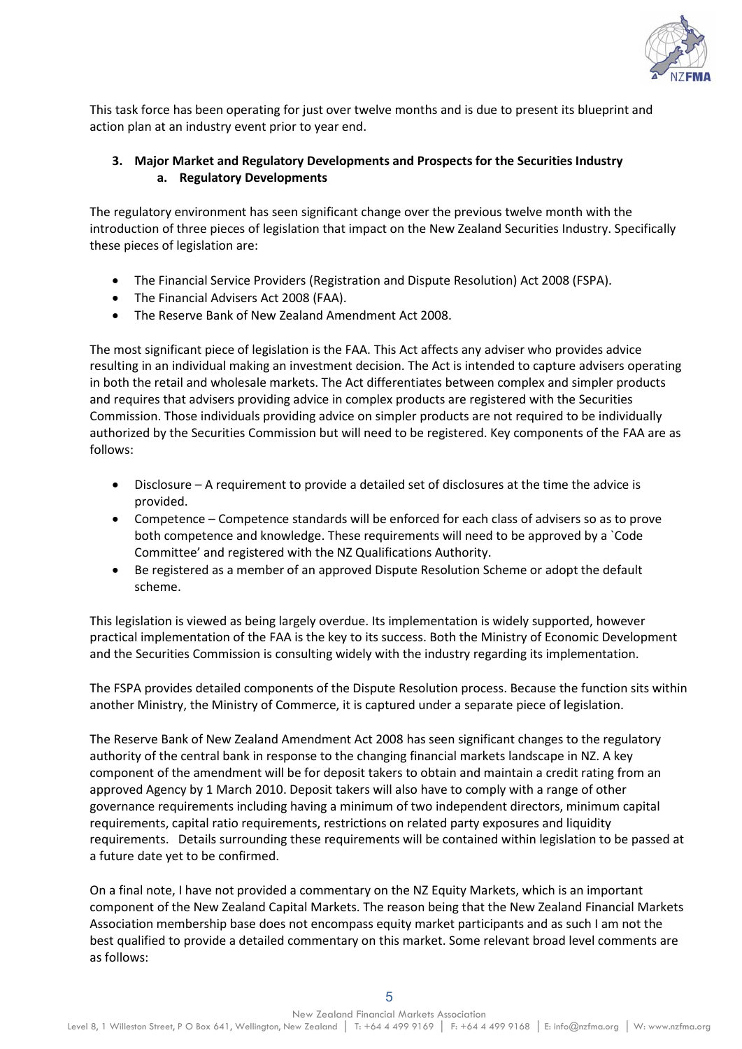This task force has been operating for just over twelve months and is due to present its blueprint and action plan at an industry event prior to year end.

## 3. Major Market and Regulatory Developments and Prospects for the Securities Industry

### a. Regulatory Developments

The regulatory environment has seen significant change over the previous twelve month with the introduction of three pieces of legislation that impact on the New Zealand Securities Industry. Specifically these pieces of legislation are:

- The Financial Service Providers (Registration and Dispute Resolution) Act 2008 (FSPA).
- The Financial Advisers Act 2008 (FAA).
- The Reserve Bank of New Zealand Amendment Act 2008.

The most significant piece of legislation is the FAA. This Act affects any adviser who provides advice resulting in an individual making an investment decision. The Act is intended to capture advisers operating in both the retail and wholesale markets. The Act differentiates between complex and simpler products and requires that advisers providing advice in complex products are registered with the Securities Commission. Those individuals providing advice on simpler products are not required to be individually authorized by the Securities Commission but will need to be registered. Key components of the FAA are as follows:

- Disclosure – A requirement to provide a detailed set of disclosures at the time the advice is provided.
- Competence – Competence standards will be enforced for each class of advisers so as to prove both competence and knowledge. These requirements will need to be approved by a `Code Committee' and registered with the NZ Qualifications Authority.
- Be registered as a member of an approved Dispute Resolution Scheme or adopt the default scheme.

This legislation is viewed as being largely overdue. Its implementation is widely supported, however practical implementation of the FAA is the key to its success. Both the Ministry of Economic Development and the Securities Commission is consulting widely with the industry regarding its implementation.

The FSPA provides detailed components of the Dispute Resolution process. Because the function sits within another Ministry, the Ministry of Commerce, it is captured under a separate piece of legislation.

The Reserve Bank of New Zealand Amendment Act 2008 has seen significant changes to the regulatory authority of the central bank in response to the changing financial markets landscape in NZ. A key component of the amendment will be for deposit takers to obtain and maintain a credit rating from an approved Agency by 1 March 2010. Deposit takers will also have to comply with a range of other governance requirements including having a minimum of two independent directors, minimum capital requirements, capital ratio requirements, restrictions on related party exposures and liquidity requirements. Details surrounding these requirements will be contained within legislation to be passed at a future date yet to be confirmed.

On a final note, I have not provided a commentary on the NZ Equity Markets, which is an important component of the New Zealand Capital Markets. The reason being that the New Zealand Financial Markets Association membership base does not encompass equity market participants and as such I am not the best qualified to provide a detailed commentary on this market. Some relevant broad level comments are as follows: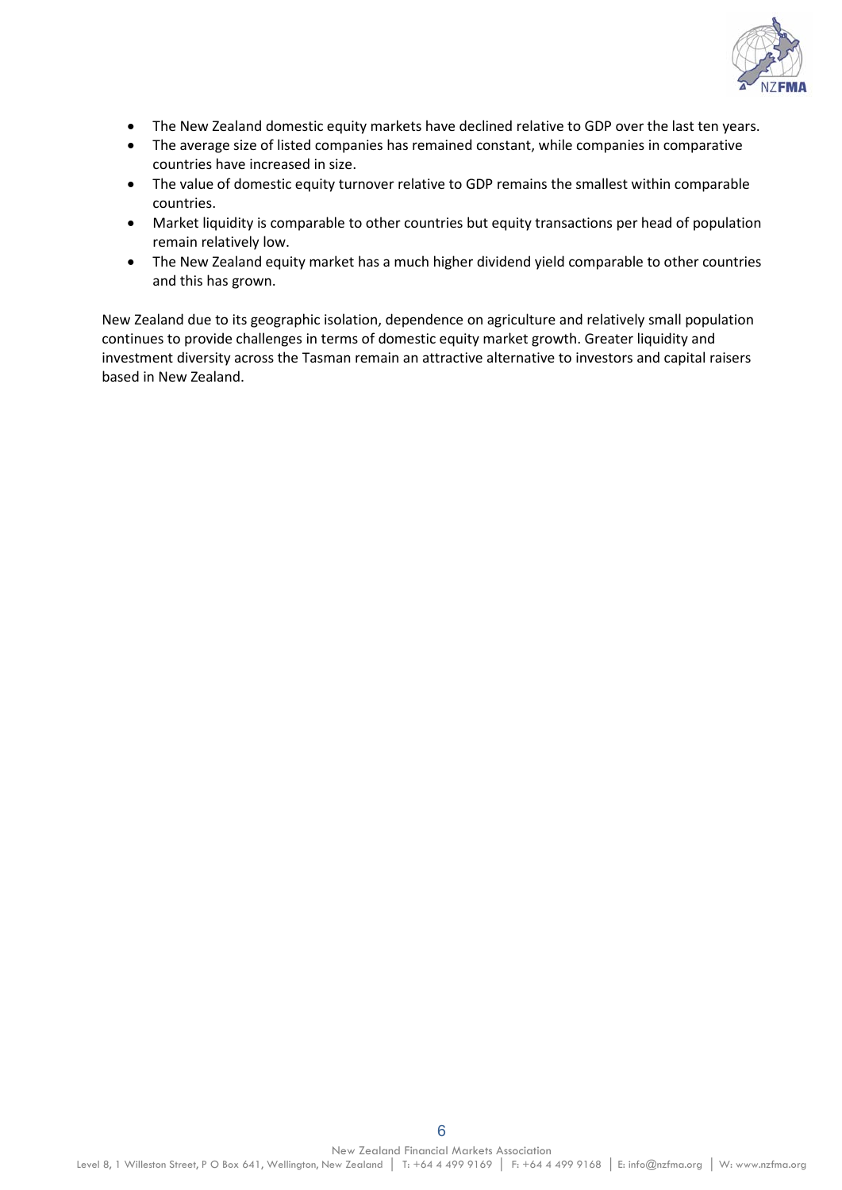- The New Zealand domestic equity markets have declined relative to GDP over the last ten years.
- The average size of listed companies has remained constant, while companies in comparative countries have increased in size.
- The value of domestic equity turnover relative to GDP remains the smallest within comparable countries.
- Market liquidity is comparable to other countries but equity transactions per head of population remain relatively low.
- The New Zealand equity market has a much higher dividend yield comparable to other countries and this has grown.

New Zealand due to its geographic isolation, dependence on agriculture and relatively small population continues to provide challenges in terms of domestic equity market growth. Greater liquidity and investment diversity across the Tasman remain an attractive alternative to investors and capital raisers based in New Zealand.